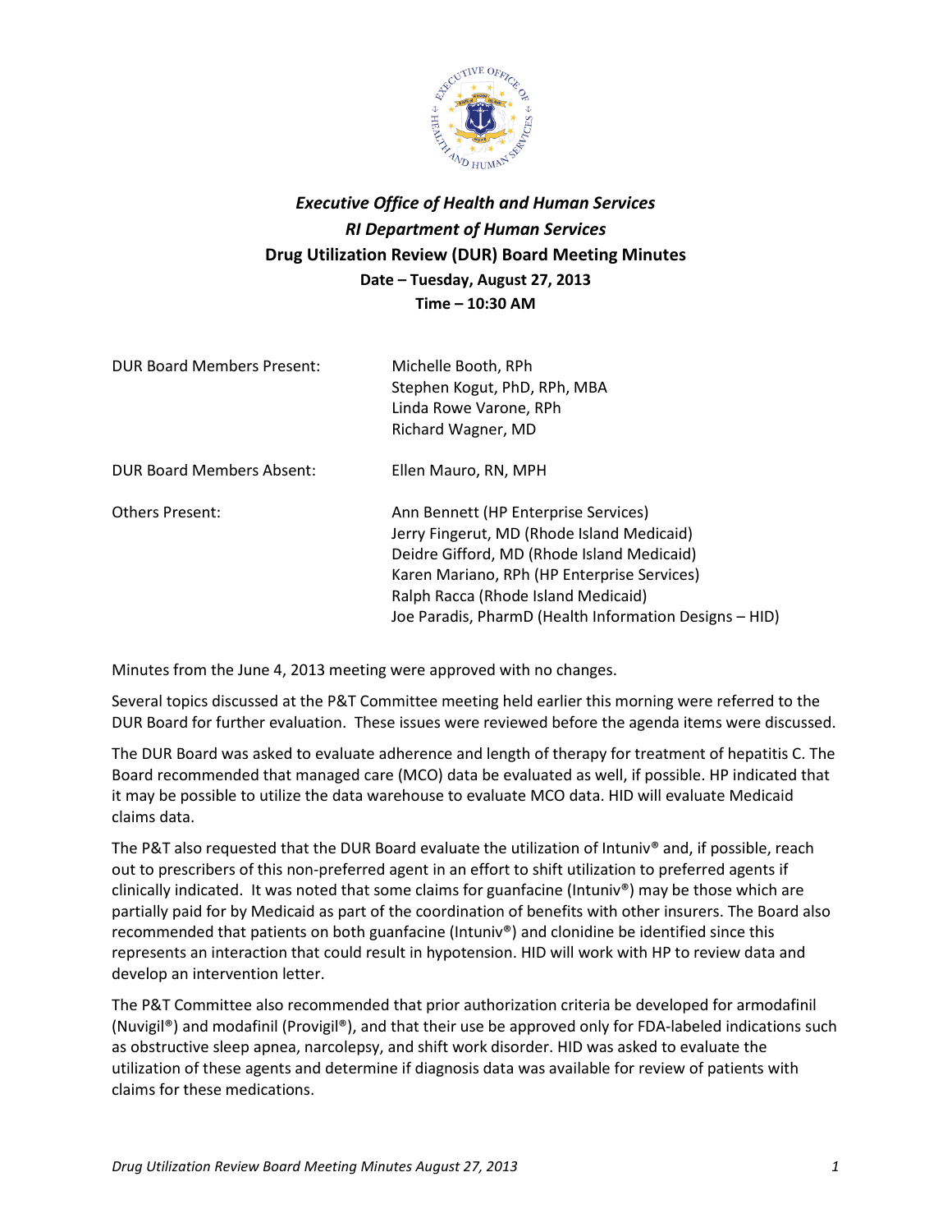# *Executive Office of Health and Human Services*
## *RI Department of Human Services*
## Drug Utilization Review (DUR) Board Meeting Minutes
### Date – Tuesday, August 27, 2013
### Time – 10:30 AM

| | |
|---|---|
| DUR Board Members Present: | Michelle Booth, RPh<br>Stephen Kogut, PhD, RPh, MBA<br>Linda Rowe Varone, RPh<br>Richard Wagner, MD |
| DUR Board Members Absent: | Ellen Mauro, RN, MPH |
| Others Present: | Ann Bennett (HP Enterprise Services)<br>Jerry Fingerut, MD (Rhode Island Medicaid)<br>Deidre Gifford, MD (Rhode Island Medicaid)<br>Karen Mariano, RPh (HP Enterprise Services)<br>Ralph Racca (Rhode Island Medicaid)<br>Joe Paradis, PharmD (Health Information Designs – HID) |

Minutes from the June 4, 2013 meeting were approved with no changes.

Several topics discussed at the P&T Committee meeting held earlier this morning were referred to the DUR Board for further evaluation. These issues were reviewed before the agenda items were discussed.

The DUR Board was asked to evaluate adherence and length of therapy for treatment of hepatitis C. The Board recommended that managed care (MCO) data be evaluated as well, if possible. HP indicated that it may be possible to utilize the data warehouse to evaluate MCO data. HID will evaluate Medicaid claims data.

The P&T also requested that the DUR Board evaluate the utilization of Intuniv® and, if possible, reach out to prescribers of this non-preferred agent in an effort to shift utilization to preferred agents if clinically indicated. It was noted that some claims for guanfacine (Intuniv®) may be those which are partially paid for by Medicaid as part of the coordination of benefits with other insurers. The Board also recommended that patients on both guanfacine (Intuniv®) and clonidine be identified since this represents an interaction that could result in hypotension. HID will work with HP to review data and develop an intervention letter.

The P&T Committee also recommended that prior authorization criteria be developed for armodafinil (Nuvigil®) and modafinil (Provigil®), and that their use be approved only for FDA-labeled indications such as obstructive sleep apnea, narcolepsy, and shift work disorder. HID was asked to evaluate the utilization of these agents and determine if diagnosis data was available for review of patients with claims for these medications.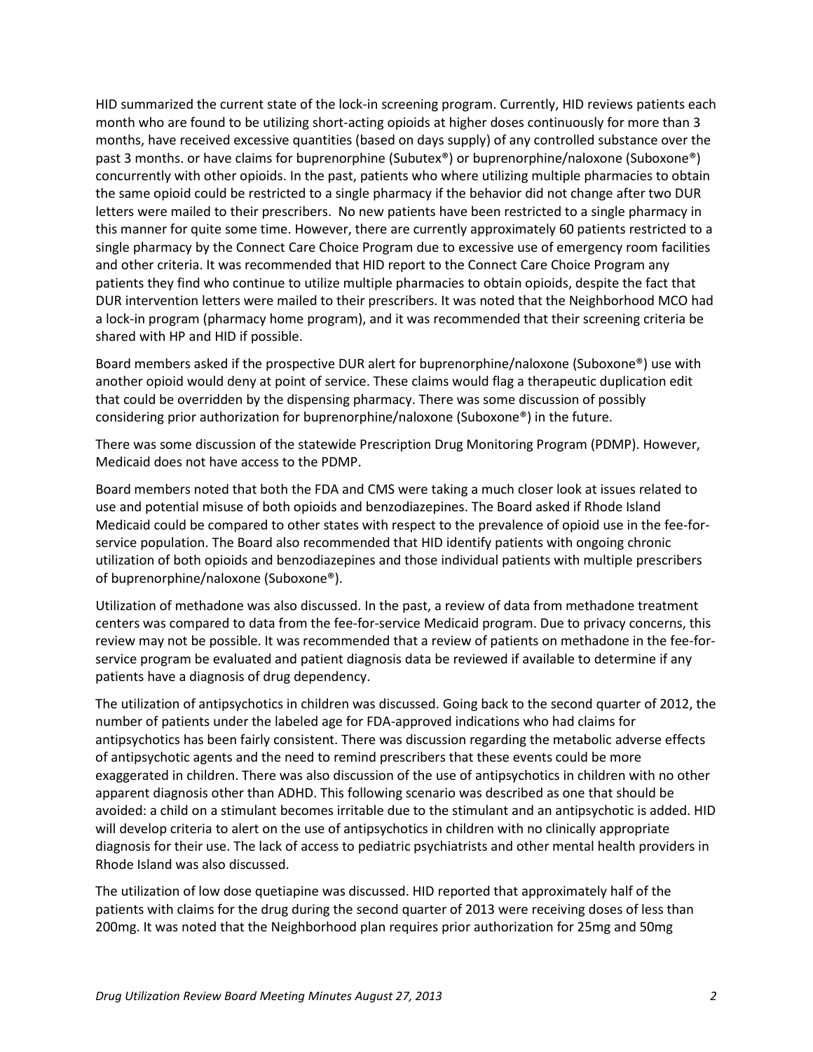HID summarized the current state of the lock-in screening program. Currently, HID reviews patients each month who are found to be utilizing short-acting opioids at higher doses continuously for more than 3 months, have received excessive quantities (based on days supply) of any controlled substance over the past 3 months. or have claims for buprenorphine (Subutex®) or buprenorphine/naloxone (Suboxone®) concurrently with other opioids. In the past, patients who where utilizing multiple pharmacies to obtain the same opioid could be restricted to a single pharmacy if the behavior did not change after two DUR letters were mailed to their prescribers. No new patients have been restricted to a single pharmacy in this manner for quite some time. However, there are currently approximately 60 patients restricted to a single pharmacy by the Connect Care Choice Program due to excessive use of emergency room facilities and other criteria. It was recommended that HID report to the Connect Care Choice Program any patients they find who continue to utilize multiple pharmacies to obtain opioids, despite the fact that DUR intervention letters were mailed to their prescribers. It was noted that the Neighborhood MCO had a lock-in program (pharmacy home program), and it was recommended that their screening criteria be shared with HP and HID if possible.

Board members asked if the prospective DUR alert for buprenorphine/naloxone (Suboxone®) use with another opioid would deny at point of service. These claims would flag a therapeutic duplication edit that could be overridden by the dispensing pharmacy. There was some discussion of possibly considering prior authorization for buprenorphine/naloxone (Suboxone®) in the future.

There was some discussion of the statewide Prescription Drug Monitoring Program (PDMP). However, Medicaid does not have access to the PDMP.

Board members noted that both the FDA and CMS were taking a much closer look at issues related to use and potential misuse of both opioids and benzodiazepines. The Board asked if Rhode Island Medicaid could be compared to other states with respect to the prevalence of opioid use in the fee-for-service population. The Board also recommended that HID identify patients with ongoing chronic utilization of both opioids and benzodiazepines and those individual patients with multiple prescribers of buprenorphine/naloxone (Suboxone®).

Utilization of methadone was also discussed. In the past, a review of data from methadone treatment centers was compared to data from the fee-for-service Medicaid program. Due to privacy concerns, this review may not be possible. It was recommended that a review of patients on methadone in the fee-for-service program be evaluated and patient diagnosis data be reviewed if available to determine if any patients have a diagnosis of drug dependency.

The utilization of antipsychotics in children was discussed. Going back to the second quarter of 2012, the number of patients under the labeled age for FDA-approved indications who had claims for antipsychotics has been fairly consistent. There was discussion regarding the metabolic adverse effects of antipsychotic agents and the need to remind prescribers that these events could be more exaggerated in children. There was also discussion of the use of antipsychotics in children with no other apparent diagnosis other than ADHD. This following scenario was described as one that should be avoided: a child on a stimulant becomes irritable due to the stimulant and an antipsychotic is added. HID will develop criteria to alert on the use of antipsychotics in children with no clinically appropriate diagnosis for their use. The lack of access to pediatric psychiatrists and other mental health providers in Rhode Island was also discussed.

The utilization of low dose quetiapine was discussed. HID reported that approximately half of the patients with claims for the drug during the second quarter of 2013 were receiving doses of less than 200mg. It was noted that the Neighborhood plan requires prior authorization for 25mg and 50mg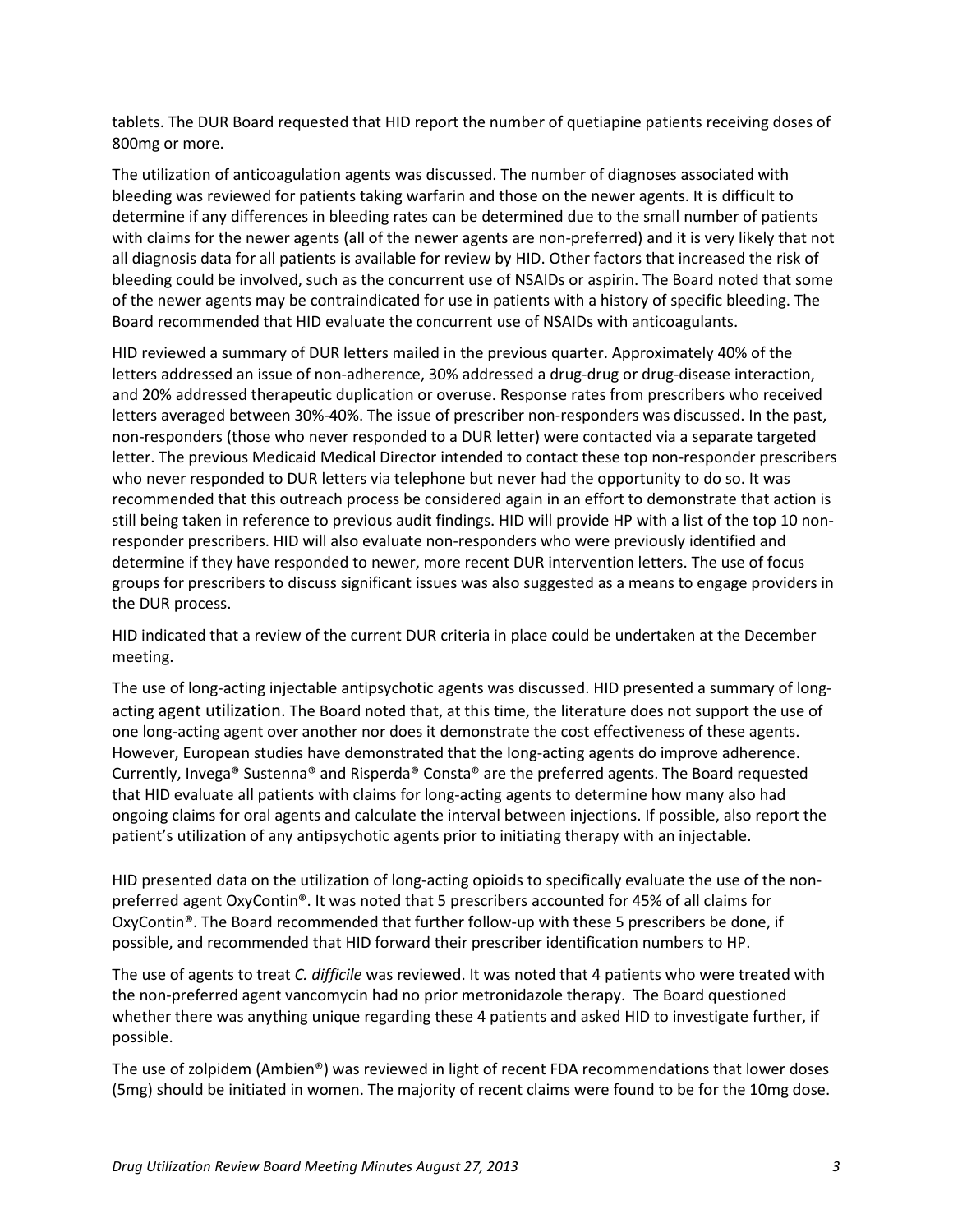tablets. The DUR Board requested that HID report the number of quetiapine patients receiving doses of 800mg or more.

The utilization of anticoagulation agents was discussed. The number of diagnoses associated with bleeding was reviewed for patients taking warfarin and those on the newer agents. It is difficult to determine if any differences in bleeding rates can be determined due to the small number of patients with claims for the newer agents (all of the newer agents are non-preferred) and it is very likely that not all diagnosis data for all patients is available for review by HID. Other factors that increased the risk of bleeding could be involved, such as the concurrent use of NSAIDs or aspirin. The Board noted that some of the newer agents may be contraindicated for use in patients with a history of specific bleeding. The Board recommended that HID evaluate the concurrent use of NSAIDs with anticoagulants.

HID reviewed a summary of DUR letters mailed in the previous quarter. Approximately 40% of the letters addressed an issue of non-adherence, 30% addressed a drug-drug or drug-disease interaction, and 20% addressed therapeutic duplication or overuse. Response rates from prescribers who received letters averaged between 30%-40%. The issue of prescriber non-responders was discussed. In the past, non-responders (those who never responded to a DUR letter) were contacted via a separate targeted letter. The previous Medicaid Medical Director intended to contact these top non-responder prescribers who never responded to DUR letters via telephone but never had the opportunity to do so. It was recommended that this outreach process be considered again in an effort to demonstrate that action is still being taken in reference to previous audit findings. HID will provide HP with a list of the top 10 non-responder prescribers. HID will also evaluate non-responders who were previously identified and determine if they have responded to newer, more recent DUR intervention letters. The use of focus groups for prescribers to discuss significant issues was also suggested as a means to engage providers in the DUR process.

HID indicated that a review of the current DUR criteria in place could be undertaken at the December meeting.

The use of long-acting injectable antipsychotic agents was discussed. HID presented a summary of long-acting agent utilization. The Board noted that, at this time, the literature does not support the use of one long-acting agent over another nor does it demonstrate the cost effectiveness of these agents. However, European studies have demonstrated that the long-acting agents do improve adherence. Currently, Invega® Sustenna® and Risperda® Consta® are the preferred agents. The Board requested that HID evaluate all patients with claims for long-acting agents to determine how many also had ongoing claims for oral agents and calculate the interval between injections. If possible, also report the patient's utilization of any antipsychotic agents prior to initiating therapy with an injectable.

HID presented data on the utilization of long-acting opioids to specifically evaluate the use of the non-preferred agent OxyContin®. It was noted that 5 prescribers accounted for 45% of all claims for OxyContin®. The Board recommended that further follow-up with these 5 prescribers be done, if possible, and recommended that HID forward their prescriber identification numbers to HP.

The use of agents to treat *C. difficile* was reviewed. It was noted that 4 patients who were treated with the non-preferred agent vancomycin had no prior metronidazole therapy. The Board questioned whether there was anything unique regarding these 4 patients and asked HID to investigate further, if possible.

The use of zolpidem (Ambien®) was reviewed in light of recent FDA recommendations that lower doses (5mg) should be initiated in women. The majority of recent claims were found to be for the 10mg dose.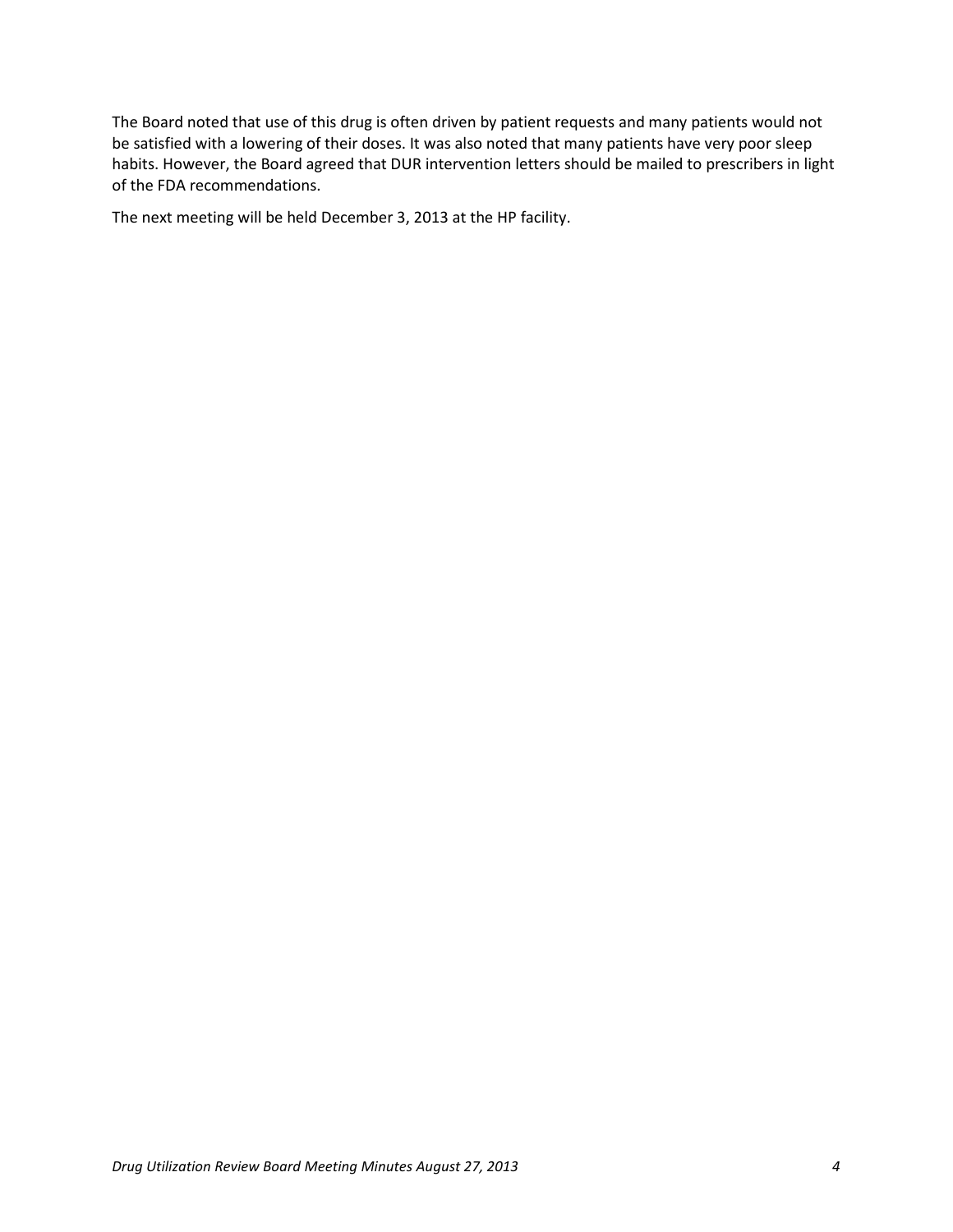The Board noted that use of this drug is often driven by patient requests and many patients would not be satisfied with a lowering of their doses. It was also noted that many patients have very poor sleep habits. However, the Board agreed that DUR intervention letters should be mailed to prescribers in light of the FDA recommendations.

The next meeting will be held December 3, 2013 at the HP facility.